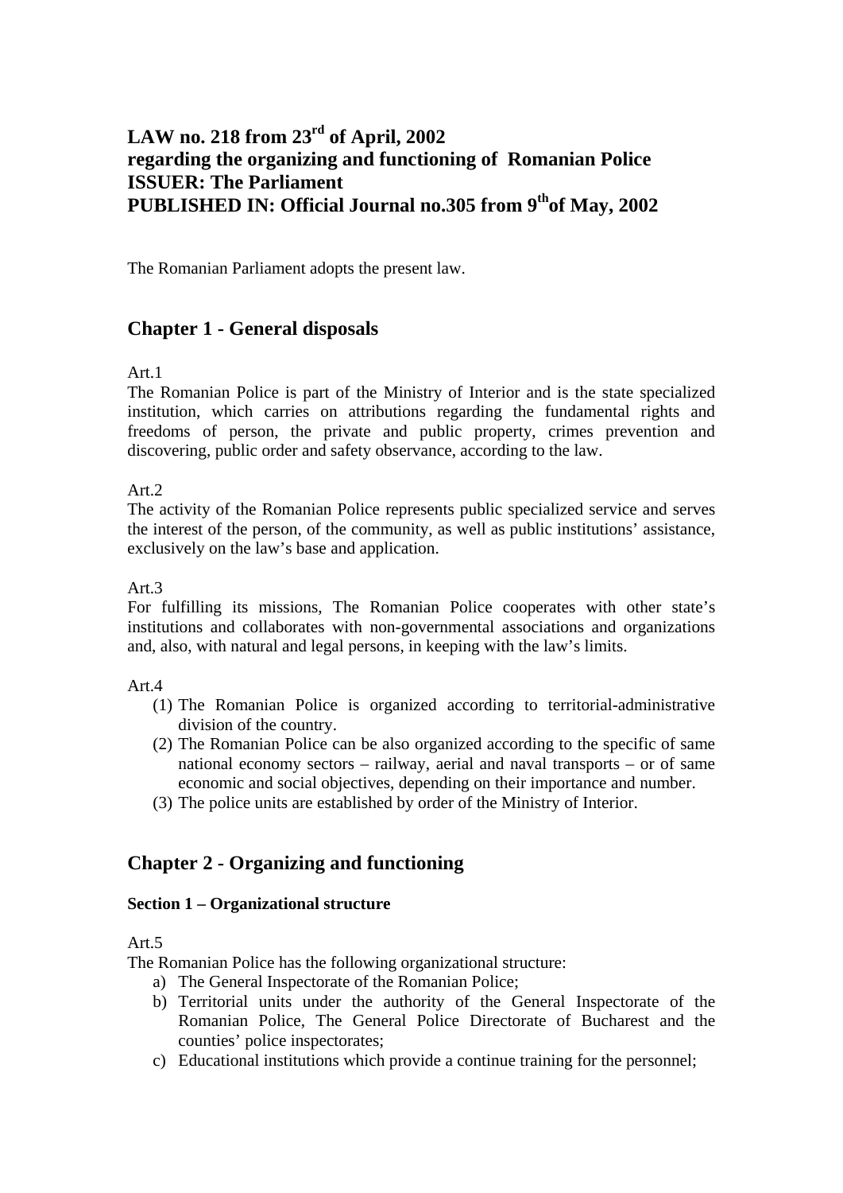# LAW no. 218 from 23rd of April, 2002
# regarding the organizing and functioning of Romanian Police
# ISSUER: The Parliament
# PUBLISHED IN: Official Journal no.305 from 9th of May, 2002

The Romanian Parliament adopts the present law.

## Chapter 1 - General disposals

Art.1

The Romanian Police is part of the Ministry of Interior and is the state specialized institution, which carries on attributions regarding the fundamental rights and freedoms of person, the private and public property, crimes prevention and discovering, public order and safety observance, according to the law.

Art.2

The activity of the Romanian Police represents public specialized service and serves the interest of the person, of the community, as well as public institutions' assistance, exclusively on the law's base and application.

Art.3

For fulfilling its missions, The Romanian Police cooperates with other state's institutions and collaborates with non-governmental associations and organizations and, also, with natural and legal persons, in keeping with the law's limits.

Art.4

(1) The Romanian Police is organized according to territorial-administrative division of the country.

(2) The Romanian Police can be also organized according to the specific of same national economy sectors – railway, aerial and naval transports – or of same economic and social objectives, depending on their importance and number.

(3) The police units are established by order of the Ministry of Interior.

## Chapter 2 - Organizing and functioning

### Section 1 – Organizational structure

Art.5

The Romanian Police has the following organizational structure:

a) The General Inspectorate of the Romanian Police;
b) Territorial units under the authority of the General Inspectorate of the Romanian Police, The General Police Directorate of Bucharest and the counties' police inspectorates;
c) Educational institutions which provide a continue training for the personnel;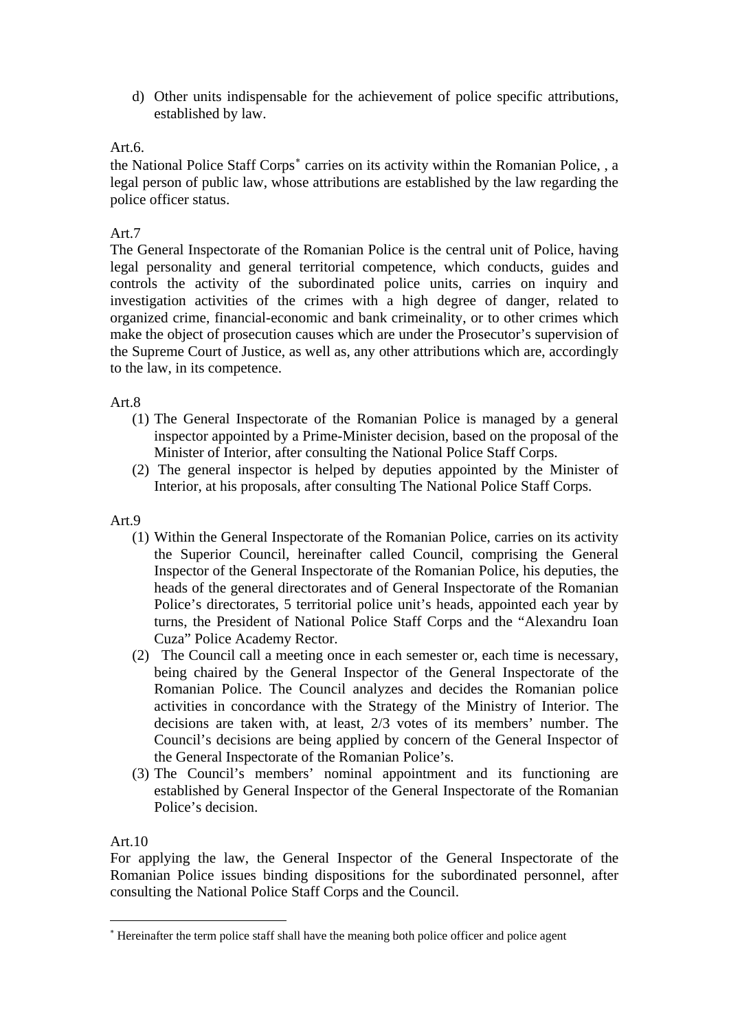d) Other units indispensable for the achievement of police specific attributions, established by law.

Art.6.

the National Police Staff Corps[*] carries on its activity within the Romanian Police, , a legal person of public law, whose attributions are established by the law regarding the police officer status.

Art.7

The General Inspectorate of the Romanian Police is the central unit of Police, having legal personality and general territorial competence, which conducts, guides and controls the activity of the subordinated police units, carries on inquiry and investigation activities of the crimes with a high degree of danger, related to organized crime, financial-economic and bank crimeinality, or to other crimes which make the object of prosecution causes which are under the Prosecutor's supervision of the Supreme Court of Justice, as well as, any other attributions which are, accordingly to the law, in its competence.

Art.8

(1) The General Inspectorate of the Romanian Police is managed by a general inspector appointed by a Prime-Minister decision, based on the proposal of the Minister of Interior, after consulting the National Police Staff Corps.

(2) The general inspector is helped by deputies appointed by the Minister of Interior, at his proposals, after consulting The National Police Staff Corps.

Art.9

(1) Within the General Inspectorate of the Romanian Police, carries on its activity the Superior Council, hereinafter called Council, comprising the General Inspector of the General Inspectorate of the Romanian Police, his deputies, the heads of the general directorates and of General Inspectorate of the Romanian Police's directorates, 5 territorial police unit's heads, appointed each year by turns, the President of National Police Staff Corps and the "Alexandru Ioan Cuza" Police Academy Rector.

(2) The Council call a meeting once in each semester or, each time is necessary, being chaired by the General Inspector of the General Inspectorate of the Romanian Police. The Council analyzes and decides the Romanian police activities in concordance with the Strategy of the Ministry of Interior. The decisions are taken with, at least, 2/3 votes of its members' number. The Council's decisions are being applied by concern of the General Inspector of the General Inspectorate of the Romanian Police's.

(3) The Council's members' nominal appointment and its functioning are established by General Inspector of the General Inspectorate of the Romanian Police's decision.

Art.10

For applying the law, the General Inspector of the General Inspectorate of the Romanian Police issues binding dispositions for the subordinated personnel, after consulting the National Police Staff Corps and the Council.

---

[*] Hereinafter the term police staff shall have the meaning both police officer and police agent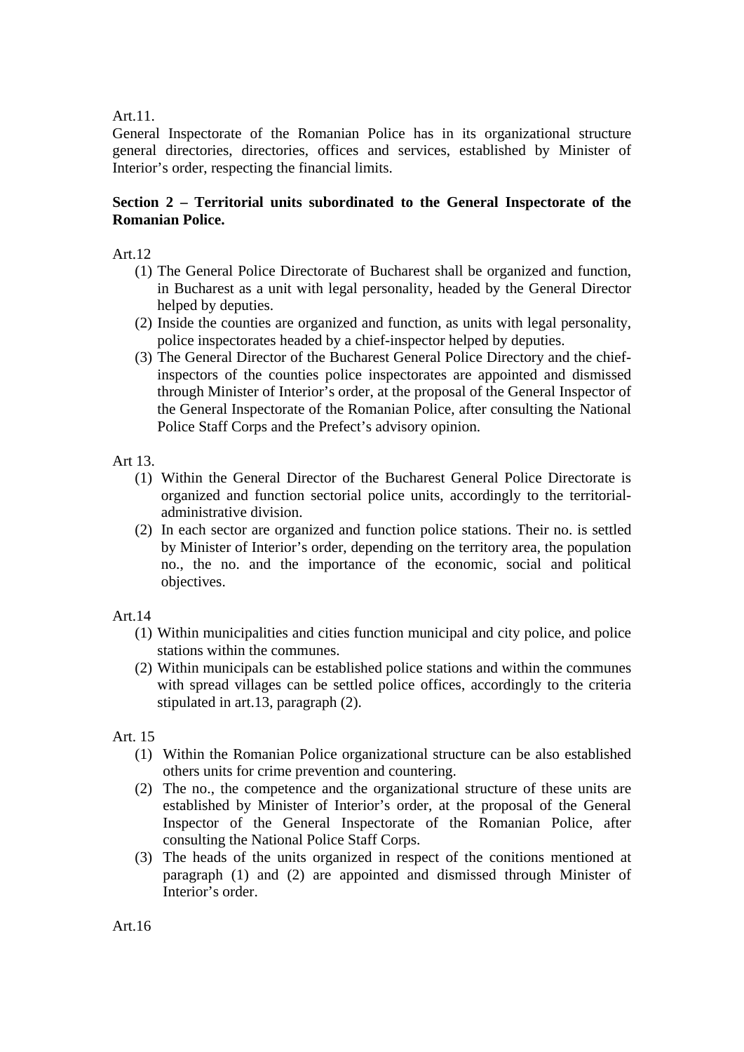Art.11.

General Inspectorate of the Romanian Police has in its organizational structure general directories, directories, offices and services, established by Minister of Interior's order, respecting the financial limits.

**Section 2 – Territorial units subordinated to the General Inspectorate of the Romanian Police.**

Art.12

(1) The General Police Directorate of Bucharest shall be organized and function, in Bucharest as a unit with legal personality, headed by the General Director helped by deputies.
(2) Inside the counties are organized and function, as units with legal personality, police inspectorates headed by a chief-inspector helped by deputies.
(3) The General Director of the Bucharest General Police Directory and the chief-inspectors of the counties police inspectorates are appointed and dismissed through Minister of Interior's order, at the proposal of the General Inspector of the General Inspectorate of the Romanian Police, after consulting the National Police Staff Corps and the Prefect's advisory opinion.

Art 13.

(1) Within the General Director of the Bucharest General Police Directorate is organized and function sectorial police units, accordingly to the territorial-administrative division.
(2) In each sector are organized and function police stations. Their no. is settled by Minister of Interior's order, depending on the territory area, the population no., the no. and the importance of the economic, social and political objectives.

Art.14

(1) Within municipalities and cities function municipal and city police, and police stations within the communes.
(2) Within municipals can be established police stations and within the communes with spread villages can be settled police offices, accordingly to the criteria stipulated in art.13, paragraph (2).

Art. 15

(1) Within the Romanian Police organizational structure can be also established others units for crime prevention and countering.
(2) The no., the competence and the organizational structure of these units are established by Minister of Interior's order, at the proposal of the General Inspector of the General Inspectorate of the Romanian Police, after consulting the National Police Staff Corps.
(3) The heads of the units organized in respect of the conitions mentioned at paragraph (1) and (2) are appointed and dismissed through Minister of Interior's order.

Art.16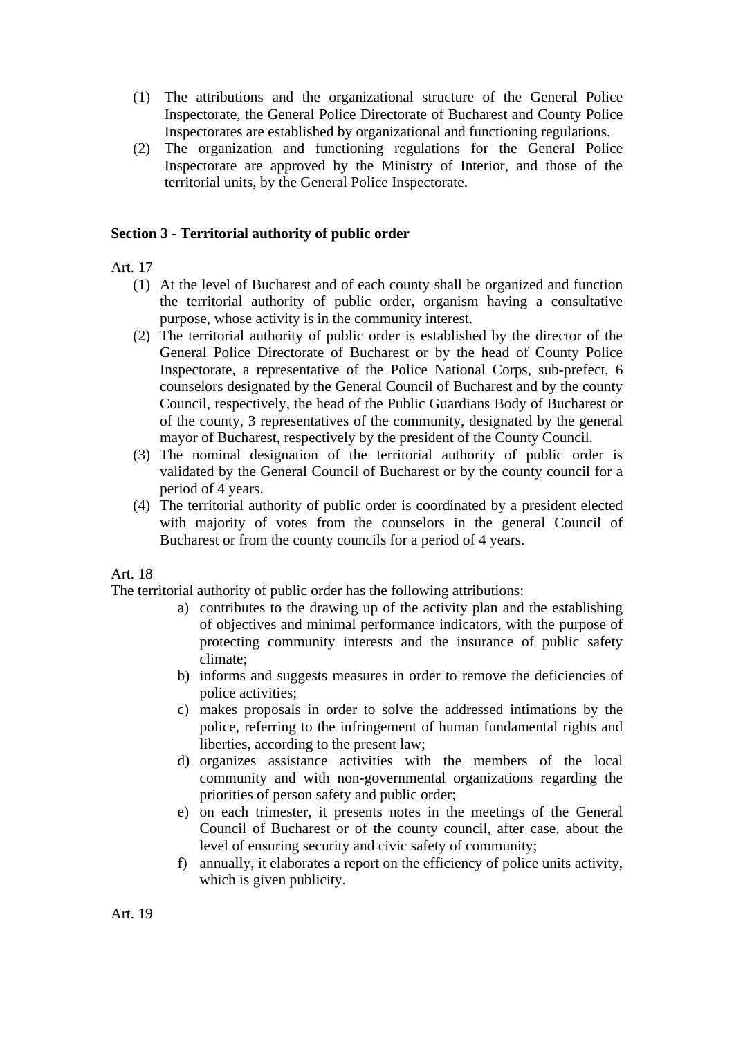(1) The attributions and the organizational structure of the General Police Inspectorate, the General Police Directorate of Bucharest and County Police Inspectorates are established by organizational and functioning regulations.
(2) The organization and functioning regulations for the General Police Inspectorate are approved by the Ministry of Interior, and those of the territorial units, by the General Police Inspectorate.

**Section 3 - Territorial authority of public order**

Art. 17

(1) At the level of Bucharest and of each county shall be organized and function the territorial authority of public order, organism having a consultative purpose, whose activity is in the community interest.
(2) The territorial authority of public order is established by the director of the General Police Directorate of Bucharest or by the head of County Police Inspectorate, a representative of the Police National Corps, sub-prefect, 6 counselors designated by the General Council of Bucharest and by the county Council, respectively, the head of the Public Guardians Body of Bucharest or of the county, 3 representatives of the community, designated by the general mayor of Bucharest, respectively by the president of the County Council.
(3) The nominal designation of the territorial authority of public order is validated by the General Council of Bucharest or by the county council for a period of 4 years.
(4) The territorial authority of public order is coordinated by a president elected with majority of votes from the counselors in the general Council of Bucharest or from the county councils for a period of 4 years.

Art. 18

The territorial authority of public order has the following attributions:

a) contributes to the drawing up of the activity plan and the establishing of objectives and minimal performance indicators, with the purpose of protecting community interests and the insurance of public safety climate;
b) informs and suggests measures in order to remove the deficiencies of police activities;
c) makes proposals in order to solve the addressed intimations by the police, referring to the infringement of human fundamental rights and liberties, according to the present law;
d) organizes assistance activities with the members of the local community and with non-governmental organizations regarding the priorities of person safety and public order;
e) on each trimester, it presents notes in the meetings of the General Council of Bucharest or of the county council, after case, about the level of ensuring security and civic safety of community;
f) annually, it elaborates a report on the efficiency of police units activity, which is given publicity.

Art. 19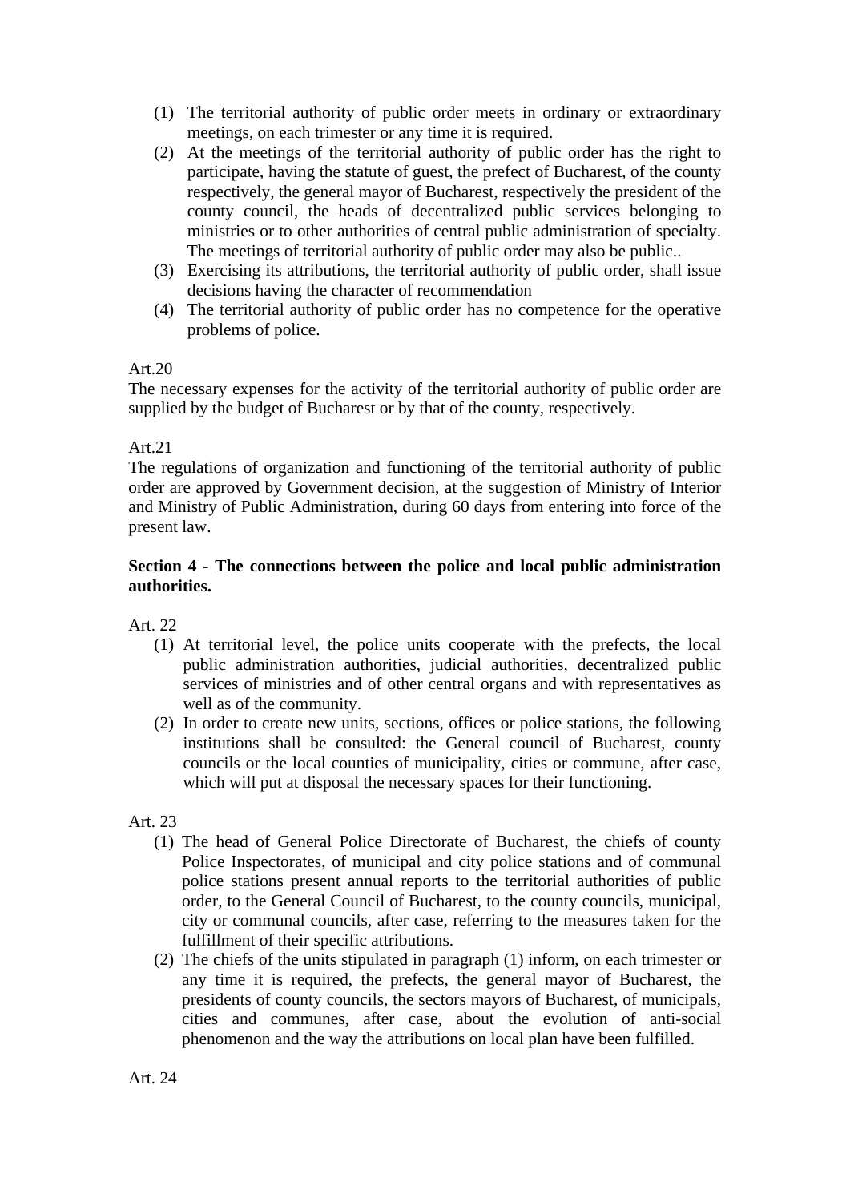(1) The territorial authority of public order meets in ordinary or extraordinary meetings, on each trimester or any time it is required.
(2) At the meetings of the territorial authority of public order has the right to participate, having the statute of guest, the prefect of Bucharest, of the county respectively, the general mayor of Bucharest, respectively the president of the county council, the heads of decentralized public services belonging to ministries or to other authorities of central public administration of specialty. The meetings of territorial authority of public order may also be public..
(3) Exercising its attributions, the territorial authority of public order, shall issue decisions having the character of recommendation
(4) The territorial authority of public order has no competence for the operative problems of police.

Art.20

The necessary expenses for the activity of the territorial authority of public order are supplied by the budget of Bucharest or by that of the county, respectively.

Art.21

The regulations of organization and functioning of the territorial authority of public order are approved by Government decision, at the suggestion of Ministry of Interior and Ministry of Public Administration, during 60 days from entering into force of the present law.

**Section 4 - The connections between the police and local public administration authorities.**

Art. 22

(1) At territorial level, the police units cooperate with the prefects, the local public administration authorities, judicial authorities, decentralized public services of ministries and of other central organs and with representatives as well as of the community.
(2) In order to create new units, sections, offices or police stations, the following institutions shall be consulted: the General council of Bucharest, county councils or the local counties of municipality, cities or commune, after case, which will put at disposal the necessary spaces for their functioning.

Art. 23

(1) The head of General Police Directorate of Bucharest, the chiefs of county Police Inspectorates, of municipal and city police stations and of communal police stations present annual reports to the territorial authorities of public order, to the General Council of Bucharest, to the county councils, municipal, city or communal councils, after case, referring to the measures taken for the fulfillment of their specific attributions.
(2) The chiefs of the units stipulated in paragraph (1) inform, on each trimester or any time it is required, the prefects, the general mayor of Bucharest, the presidents of county councils, the sectors mayors of Bucharest, of municipals, cities and communes, after case, about the evolution of anti-social phenomenon and the way the attributions on local plan have been fulfilled.

Art. 24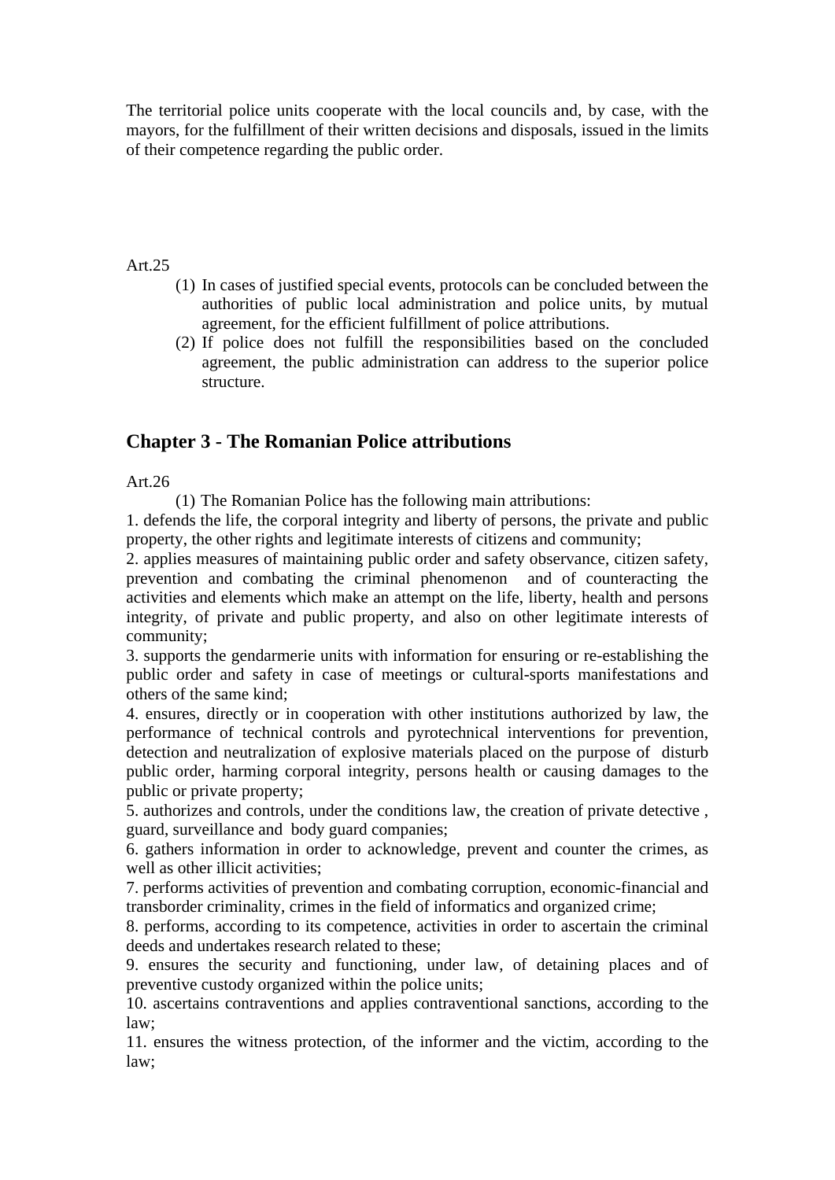The territorial police units cooperate with the local councils and, by case, with the mayors, for the fulfillment of their written decisions and disposals, issued in the limits of their competence regarding the public order.

Art.25

(1) In cases of justified special events, protocols can be concluded between the authorities of public local administration and police units, by mutual agreement, for the efficient fulfillment of police attributions.

(2) If police does not fulfill the responsibilities based on the concluded agreement, the public administration can address to the superior police structure.

## Chapter 3 - The Romanian Police attributions

Art.26

(1) The Romanian Police has the following main attributions:

1. defends the life, the corporal integrity and liberty of persons, the private and public property, the other rights and legitimate interests of citizens and community;
2. applies measures of maintaining public order and safety observance, citizen safety, prevention and combating the criminal phenomenon and of counteracting the activities and elements which make an attempt on the life, liberty, health and persons integrity, of private and public property, and also on other legitimate interests of community;
3. supports the gendarmerie units with information for ensuring or re-establishing the public order and safety in case of meetings or cultural-sports manifestations and others of the same kind;
4. ensures, directly or in cooperation with other institutions authorized by law, the performance of technical controls and pyrotechnical interventions for prevention, detection and neutralization of explosive materials placed on the purpose of disturb public order, harming corporal integrity, persons health or causing damages to the public or private property;
5. authorizes and controls, under the conditions law, the creation of private detective , guard, surveillance and body guard companies;
6. gathers information in order to acknowledge, prevent and counter the crimes, as well as other illicit activities;
7. performs activities of prevention and combating corruption, economic-financial and transborder criminality, crimes in the field of informatics and organized crime;
8. performs, according to its competence, activities in order to ascertain the criminal deeds and undertakes research related to these;
9. ensures the security and functioning, under law, of detaining places and of preventive custody organized within the police units;
10. ascertains contraventions and applies contraventional sanctions, according to the law;
11. ensures the witness protection, of the informer and the victim, according to the law;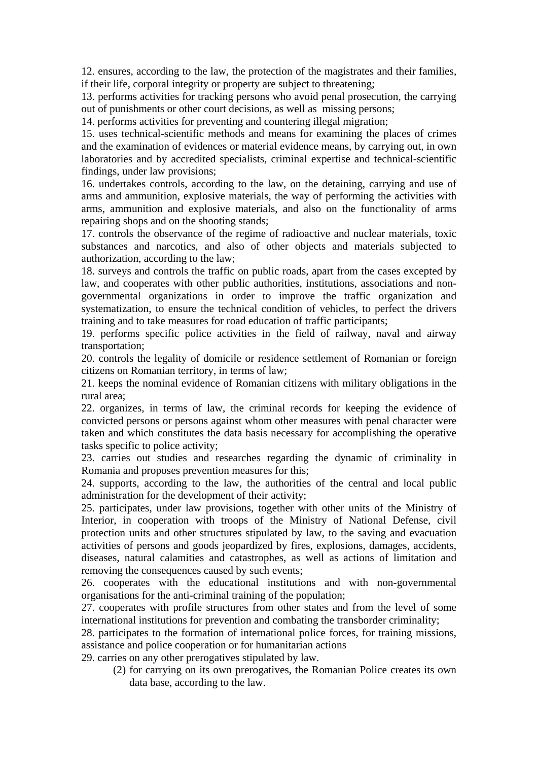12. ensures, according to the law, the protection of the magistrates and their families, if their life, corporal integrity or property are subject to threatening;
13. performs activities for tracking persons who avoid penal prosecution, the carrying out of punishments or other court decisions, as well as missing persons;
14. performs activities for preventing and countering illegal migration;
15. uses technical-scientific methods and means for examining the places of crimes and the examination of evidences or material evidence means, by carrying out, in own laboratories and by accredited specialists, criminal expertise and technical-scientific findings, under law provisions;
16. undertakes controls, according to the law, on the detaining, carrying and use of arms and ammunition, explosive materials, the way of performing the activities with arms, ammunition and explosive materials, and also on the functionality of arms repairing shops and on the shooting stands;
17. controls the observance of the regime of radioactive and nuclear materials, toxic substances and narcotics, and also of other objects and materials subjected to authorization, according to the law;
18. surveys and controls the traffic on public roads, apart from the cases excepted by law, and cooperates with other public authorities, institutions, associations and non-governmental organizations in order to improve the traffic organization and systematization, to ensure the technical condition of vehicles, to perfect the drivers training and to take measures for road education of traffic participants;
19. performs specific police activities in the field of railway, naval and airway transportation;
20. controls the legality of domicile or residence settlement of Romanian or foreign citizens on Romanian territory, in terms of law;
21. keeps the nominal evidence of Romanian citizens with military obligations in the rural area;
22. organizes, in terms of law, the criminal records for keeping the evidence of convicted persons or persons against whom other measures with penal character were taken and which constitutes the data basis necessary for accomplishing the operative tasks specific to police activity;
23. carries out studies and researches regarding the dynamic of criminality in Romania and proposes prevention measures for this;
24. supports, according to the law, the authorities of the central and local public administration for the development of their activity;
25. participates, under law provisions, together with other units of the Ministry of Interior, in cooperation with troops of the Ministry of National Defense, civil protection units and other structures stipulated by law, to the saving and evacuation activities of persons and goods jeopardized by fires, explosions, damages, accidents, diseases, natural calamities and catastrophes, as well as actions of limitation and removing the consequences caused by such events;
26. cooperates with the educational institutions and with non-governmental organisations for the anti-criminal training of the population;
27. cooperates with profile structures from other states and from the level of some international institutions for prevention and combating the transborder criminality;
28. participates to the formation of international police forces, for training missions, assistance and police cooperation or for humanitarian actions
29. carries on any other prerogatives stipulated by law.

(2) for carrying on its own prerogatives, the Romanian Police creates its own data base, according to the law.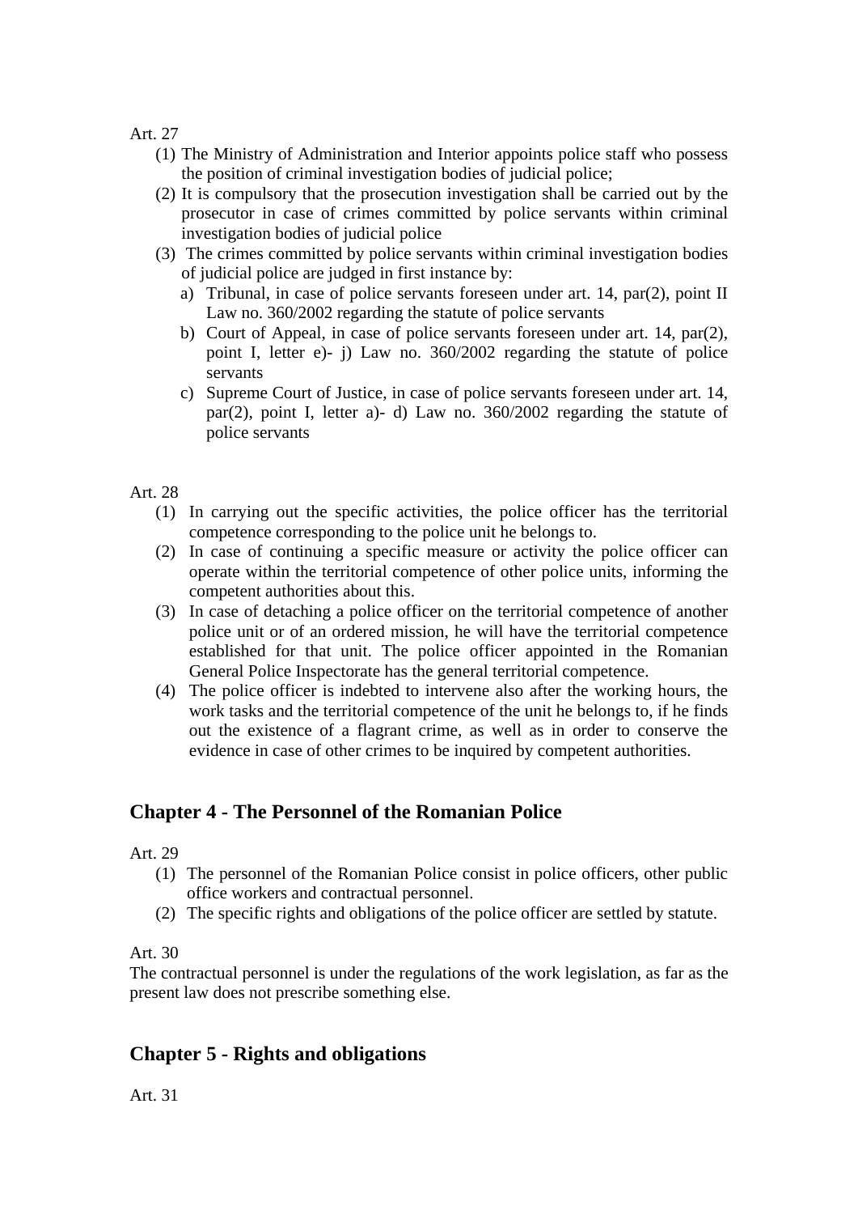Art. 27

(1) The Ministry of Administration and Interior appoints police staff who possess the position of criminal investigation bodies of judicial police;

(2) It is compulsory that the prosecution investigation shall be carried out by the prosecutor in case of crimes committed by police servants within criminal investigation bodies of judicial police

(3) The crimes committed by police servants within criminal investigation bodies of judicial police are judged in first instance by:

  a) Tribunal, in case of police servants foreseen under art. 14, par(2), point II Law no. 360/2002 regarding the statute of police servants
  b) Court of Appeal, in case of police servants foreseen under art. 14, par(2), point I, letter e)- j) Law no. 360/2002 regarding the statute of police servants
  c) Supreme Court of Justice, in case of police servants foreseen under art. 14, par(2), point I, letter a)- d) Law no. 360/2002 regarding the statute of police servants

Art. 28

(1) In carrying out the specific activities, the police officer has the territorial competence corresponding to the police unit he belongs to.

(2) In case of continuing a specific measure or activity the police officer can operate within the territorial competence of other police units, informing the competent authorities about this.

(3) In case of detaching a police officer on the territorial competence of another police unit or of an ordered mission, he will have the territorial competence established for that unit. The police officer appointed in the Romanian General Police Inspectorate has the general territorial competence.

(4) The police officer is indebted to intervene also after the working hours, the work tasks and the territorial competence of the unit he belongs to, if he finds out the existence of a flagrant crime, as well as in order to conserve the evidence in case of other crimes to be inquired by competent authorities.

## Chapter 4 - The Personnel of the Romanian Police

Art. 29

(1) The personnel of the Romanian Police consist in police officers, other public office workers and contractual personnel.

(2) The specific rights and obligations of the police officer are settled by statute.

Art. 30

The contractual personnel is under the regulations of the work legislation, as far as the present law does not prescribe something else.

## Chapter 5 - Rights and obligations

Art. 31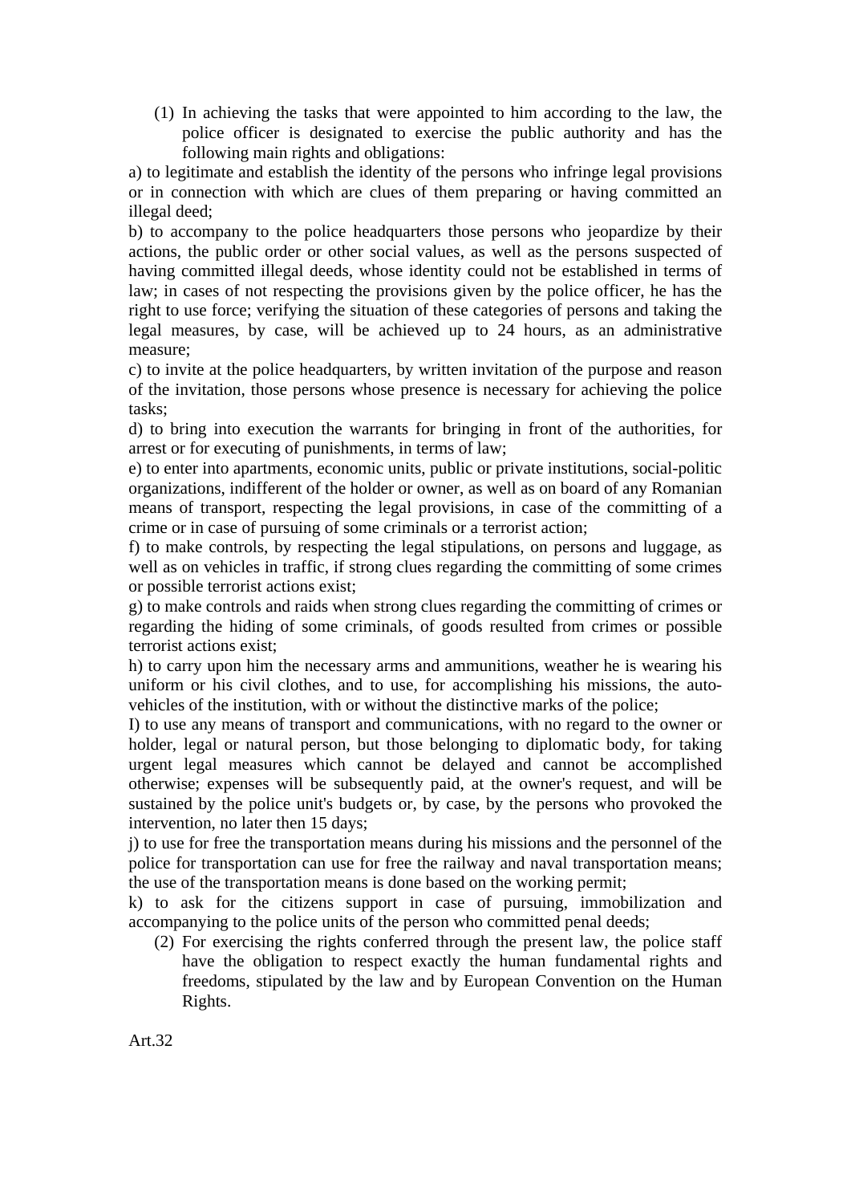(1) In achieving the tasks that were appointed to him according to the law, the police officer is designated to exercise the public authority and has the following main rights and obligations:

a) to legitimate and establish the identity of the persons who infringe legal provisions or in connection with which are clues of them preparing or having committed an illegal deed;

b) to accompany to the police headquarters those persons who jeopardize by their actions, the public order or other social values, as well as the persons suspected of having committed illegal deeds, whose identity could not be established in terms of law; in cases of not respecting the provisions given by the police officer, he has the right to use force; verifying the situation of these categories of persons and taking the legal measures, by case, will be achieved up to 24 hours, as an administrative measure;

c) to invite at the police headquarters, by written invitation of the purpose and reason of the invitation, those persons whose presence is necessary for achieving the police tasks;

d) to bring into execution the warrants for bringing in front of the authorities, for arrest or for executing of punishments, in terms of law;

e) to enter into apartments, economic units, public or private institutions, social-politic organizations, indifferent of the holder or owner, as well as on board of any Romanian means of transport, respecting the legal provisions, in case of the committing of a crime or in case of pursuing of some criminals or a terrorist action;

f) to make controls, by respecting the legal stipulations, on persons and luggage, as well as on vehicles in traffic, if strong clues regarding the committing of some crimes or possible terrorist actions exist;

g) to make controls and raids when strong clues regarding the committing of crimes or regarding the hiding of some criminals, of goods resulted from crimes or possible terrorist actions exist;

h) to carry upon him the necessary arms and ammunitions, weather he is wearing his uniform or his civil clothes, and to use, for accomplishing his missions, the auto-vehicles of the institution, with or without the distinctive marks of the police;

I) to use any means of transport and communications, with no regard to the owner or holder, legal or natural person, but those belonging to diplomatic body, for taking urgent legal measures which cannot be delayed and cannot be accomplished otherwise; expenses will be subsequently paid, at the owner's request, and will be sustained by the police unit's budgets or, by case, by the persons who provoked the intervention, no later then 15 days;

j) to use for free the transportation means during his missions and the personnel of the police for transportation can use for free the railway and naval transportation means; the use of the transportation means is done based on the working permit;

k) to ask for the citizens support in case of pursuing, immobilization and accompanying to the police units of the person who committed penal deeds;

(2) For exercising the rights conferred through the present law, the police staff have the obligation to respect exactly the human fundamental rights and freedoms, stipulated by the law and by European Convention on the Human Rights.

Art.32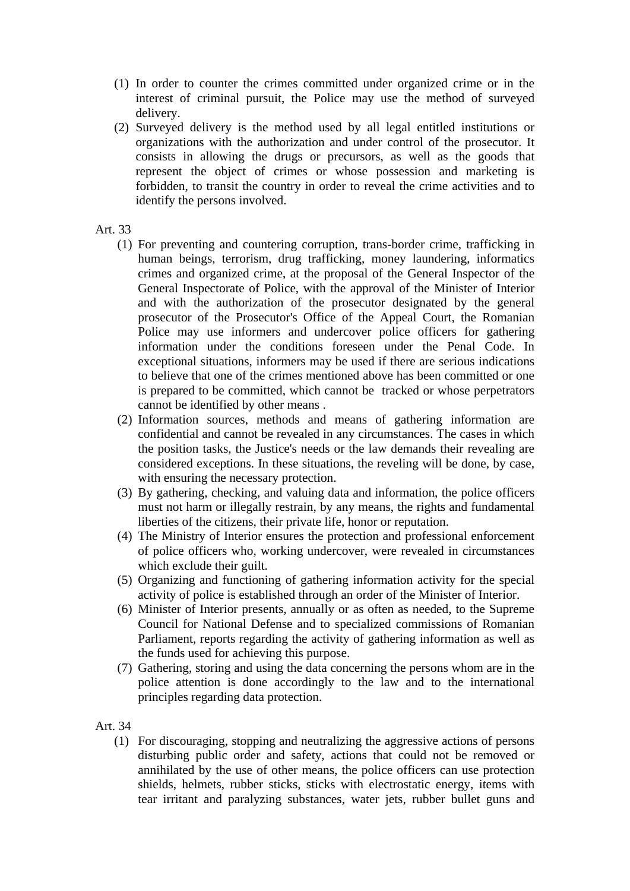(1) In order to counter the crimes committed under organized crime or in the interest of criminal pursuit, the Police may use the method of surveyed delivery.

(2) Surveyed delivery is the method used by all legal entitled institutions or organizations with the authorization and under control of the prosecutor. It consists in allowing the drugs or precursors, as well as the goods that represent the object of crimes or whose possession and marketing is forbidden, to transit the country in order to reveal the crime activities and to identify the persons involved.

Art. 33

(1) For preventing and countering corruption, trans-border crime, trafficking in human beings, terrorism, drug trafficking, money laundering, informatics crimes and organized crime, at the proposal of the General Inspector of the General Inspectorate of Police, with the approval of the Minister of Interior and with the authorization of the prosecutor designated by the general prosecutor of the Prosecutor's Office of the Appeal Court, the Romanian Police may use informers and undercover police officers for gathering information under the conditions foreseen under the Penal Code. In exceptional situations, informers may be used if there are serious indications to believe that one of the crimes mentioned above has been committed or one is prepared to be committed, which cannot be tracked or whose perpetrators cannot be identified by other means .

(2) Information sources, methods and means of gathering information are confidential and cannot be revealed in any circumstances. The cases in which the position tasks, the Justice's needs or the law demands their revealing are considered exceptions. In these situations, the reveling will be done, by case, with ensuring the necessary protection.

(3) By gathering, checking, and valuing data and information, the police officers must not harm or illegally restrain, by any means, the rights and fundamental liberties of the citizens, their private life, honor or reputation.

(4) The Ministry of Interior ensures the protection and professional enforcement of police officers who, working undercover, were revealed in circumstances which exclude their guilt.

(5) Organizing and functioning of gathering information activity for the special activity of police is established through an order of the Minister of Interior.

(6) Minister of Interior presents, annually or as often as needed, to the Supreme Council for National Defense and to specialized commissions of Romanian Parliament, reports regarding the activity of gathering information as well as the funds used for achieving this purpose.

(7) Gathering, storing and using the data concerning the persons whom are in the police attention is done accordingly to the law and to the international principles regarding data protection.

Art. 34

(1) For discouraging, stopping and neutralizing the aggressive actions of persons disturbing public order and safety, actions that could not be removed or annihilated by the use of other means, the police officers can use protection shields, helmets, rubber sticks, sticks with electrostatic energy, items with tear irritant and paralyzing substances, water jets, rubber bullet guns and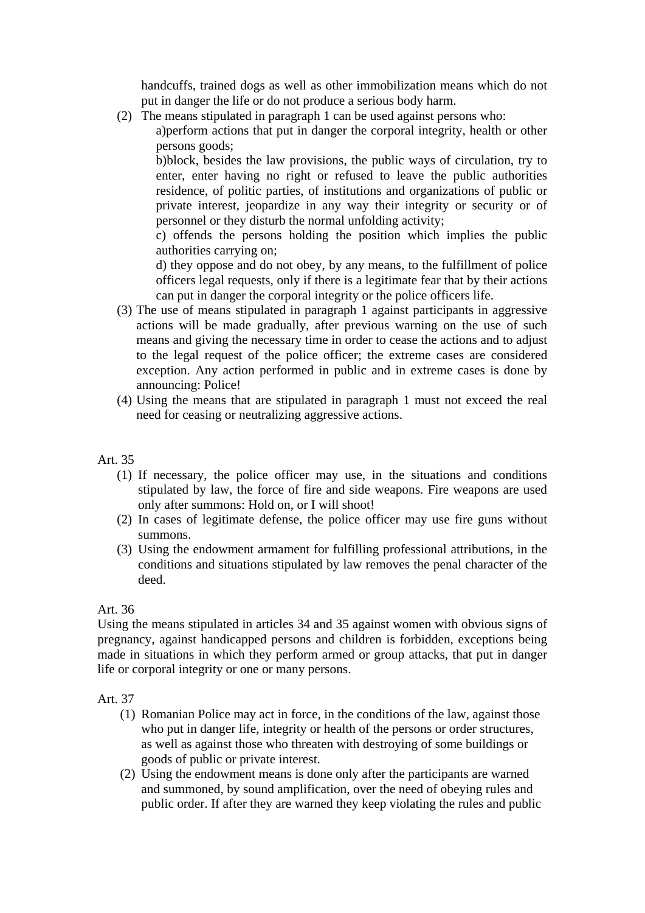handcuffs, trained dogs as well as other immobilization means which do not put in danger the life or do not produce a serious body harm.

(2) The means stipulated in paragraph 1 can be used against persons who:

a)perform actions that put in danger the corporal integrity, health or other persons goods;

b)block, besides the law provisions, the public ways of circulation, try to enter, enter having no right or refused to leave the public authorities residence, of politic parties, of institutions and organizations of public or private interest, jeopardize in any way their integrity or security or of personnel or they disturb the normal unfolding activity;

c) offends the persons holding the position which implies the public authorities carrying on;

d) they oppose and do not obey, by any means, to the fulfillment of police officers legal requests, only if there is a legitimate fear that by their actions can put in danger the corporal integrity or the police officers life.

(3) The use of means stipulated in paragraph 1 against participants in aggressive actions will be made gradually, after previous warning on the use of such means and giving the necessary time in order to cease the actions and to adjust to the legal request of the police officer; the extreme cases are considered exception. Any action performed in public and in extreme cases is done by announcing: Police!

(4) Using the means that are stipulated in paragraph 1 must not exceed the real need for ceasing or neutralizing aggressive actions.

Art. 35

(1) If necessary, the police officer may use, in the situations and conditions stipulated by law, the force of fire and side weapons. Fire weapons are used only after summons: Hold on, or I will shoot!

(2) In cases of legitimate defense, the police officer may use fire guns without summons.

(3) Using the endowment armament for fulfilling professional attributions, in the conditions and situations stipulated by law removes the penal character of the deed.

Art. 36

Using the means stipulated in articles 34 and 35 against women with obvious signs of pregnancy, against handicapped persons and children is forbidden, exceptions being made in situations in which they perform armed or group attacks, that put in danger life or corporal integrity or one or many persons.

Art. 37

(1) Romanian Police may act in force, in the conditions of the law, against those who put in danger life, integrity or health of the persons or order structures, as well as against those who threaten with destroying of some buildings or goods of public or private interest.

(2) Using the endowment means is done only after the participants are warned and summoned, by sound amplification, over the need of obeying rules and public order. If after they are warned they keep violating the rules and public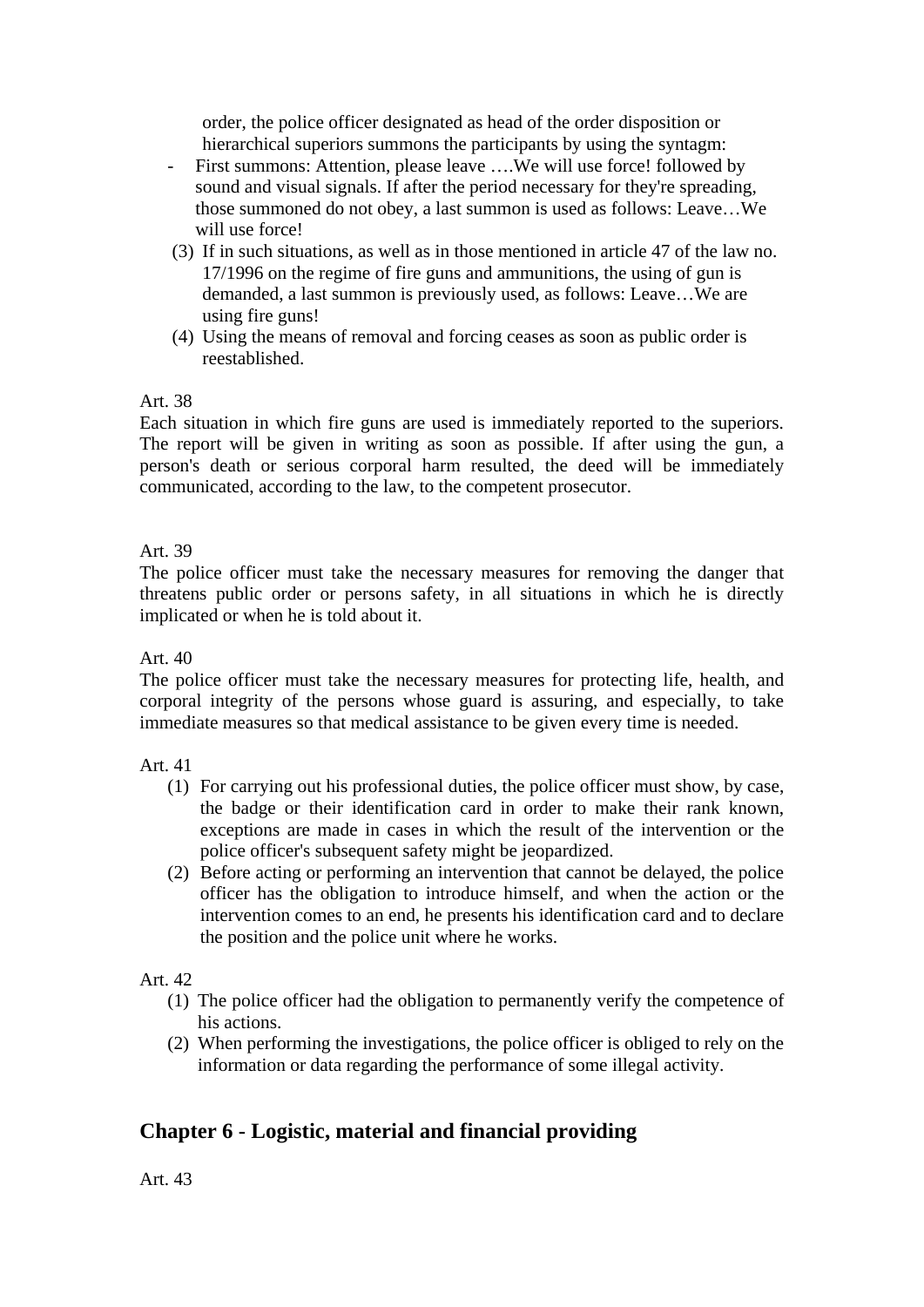order, the police officer designated as head of the order disposition or hierarchical superiors summons the participants by using the syntagm:

- First summons: Attention, please leave ….We will use force! followed by sound and visual signals. If after the period necessary for they're spreading, those summoned do not obey, a last summon is used as follows: Leave…We will use force!

(3) If in such situations, as well as in those mentioned in article 47 of the law no. 17/1996 on the regime of fire guns and ammunitions, the using of gun is demanded, a last summon is previously used, as follows: Leave…We are using fire guns!

(4) Using the means of removal and forcing ceases as soon as public order is reestablished.

Art. 38

Each situation in which fire guns are used is immediately reported to the superiors. The report will be given in writing as soon as possible. If after using the gun, a person's death or serious corporal harm resulted, the deed will be immediately communicated, according to the law, to the competent prosecutor.

Art. 39

The police officer must take the necessary measures for removing the danger that threatens public order or persons safety, in all situations in which he is directly implicated or when he is told about it.

Art. 40

The police officer must take the necessary measures for protecting life, health, and corporal integrity of the persons whose guard is assuring, and especially, to take immediate measures so that medical assistance to be given every time is needed.

Art. 41

(1) For carrying out his professional duties, the police officer must show, by case, the badge or their identification card in order to make their rank known, exceptions are made in cases in which the result of the intervention or the police officer's subsequent safety might be jeopardized.

(2) Before acting or performing an intervention that cannot be delayed, the police officer has the obligation to introduce himself, and when the action or the intervention comes to an end, he presents his identification card and to declare the position and the police unit where he works.

Art. 42

(1) The police officer had the obligation to permanently verify the competence of his actions.

(2) When performing the investigations, the police officer is obliged to rely on the information or data regarding the performance of some illegal activity.

## Chapter 6 - Logistic, material and financial providing

Art. 43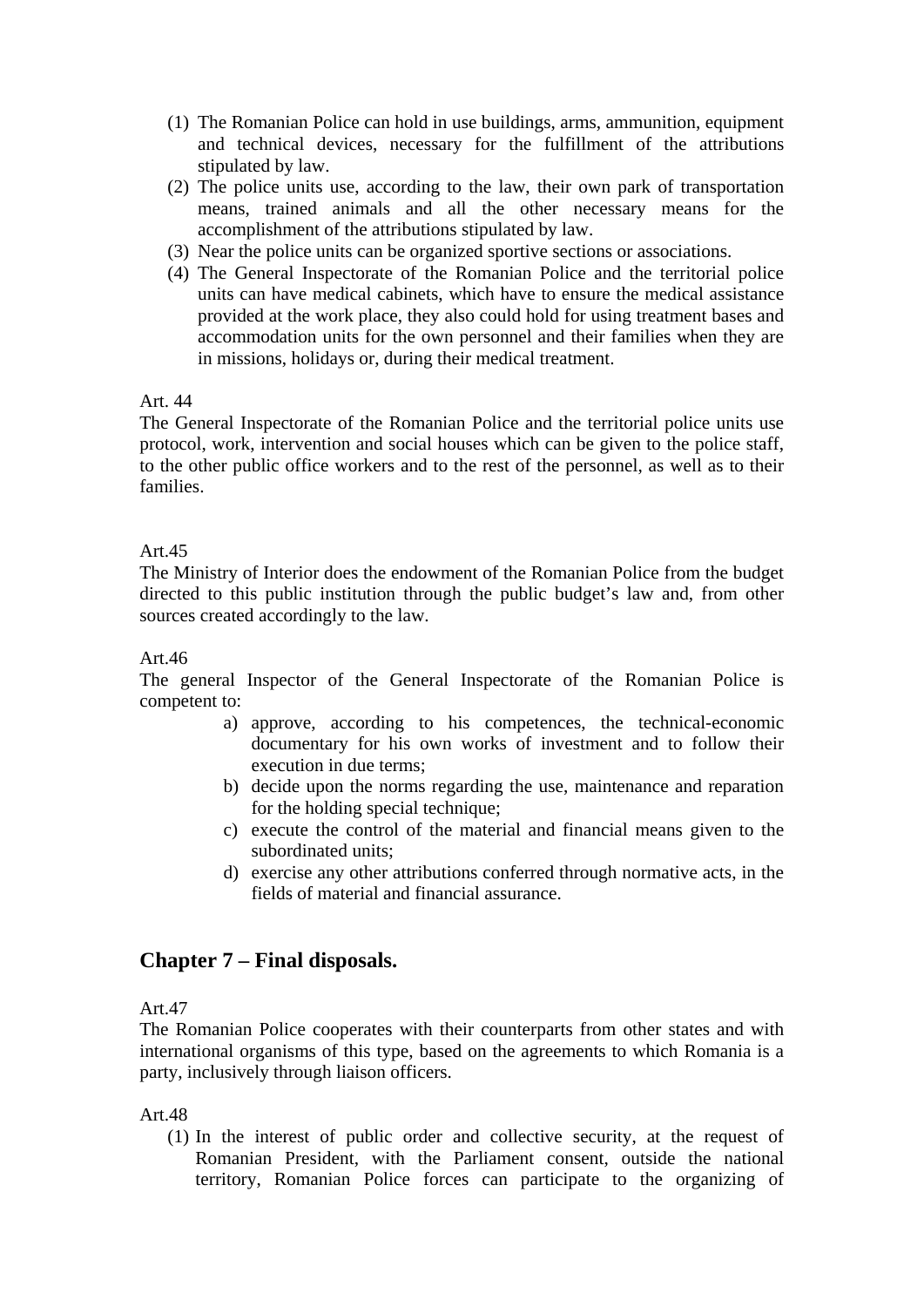(1) The Romanian Police can hold in use buildings, arms, ammunition, equipment and technical devices, necessary for the fulfillment of the attributions stipulated by law.
(2) The police units use, according to the law, their own park of transportation means, trained animals and all the other necessary means for the accomplishment of the attributions stipulated by law.
(3) Near the police units can be organized sportive sections or associations.
(4) The General Inspectorate of the Romanian Police and the territorial police units can have medical cabinets, which have to ensure the medical assistance provided at the work place, they also could hold for using treatment bases and accommodation units for the own personnel and their families when they are in missions, holidays or, during their medical treatment.

Art. 44
The General Inspectorate of the Romanian Police and the territorial police units use protocol, work, intervention and social houses which can be given to the police staff, to the other public office workers and to the rest of the personnel, as well as to their families.

Art.45
The Ministry of Interior does the endowment of the Romanian Police from the budget directed to this public institution through the public budget's law and, from other sources created accordingly to the law.

Art.46
The general Inspector of the General Inspectorate of the Romanian Police is competent to:

a) approve, according to his competences, the technical-economic documentary for his own works of investment and to follow their execution in due terms;
b) decide upon the norms regarding the use, maintenance and reparation for the holding special technique;
c) execute the control of the material and financial means given to the subordinated units;
d) exercise any other attributions conferred through normative acts, in the fields of material and financial assurance.

## Chapter 7 – Final disposals.

Art.47
The Romanian Police cooperates with their counterparts from other states and with international organisms of this type, based on the agreements to which Romania is a party, inclusively through liaison officers.

Art.48

(1) In the interest of public order and collective security, at the request of Romanian President, with the Parliament consent, outside the national territory, Romanian Police forces can participate to the organizing of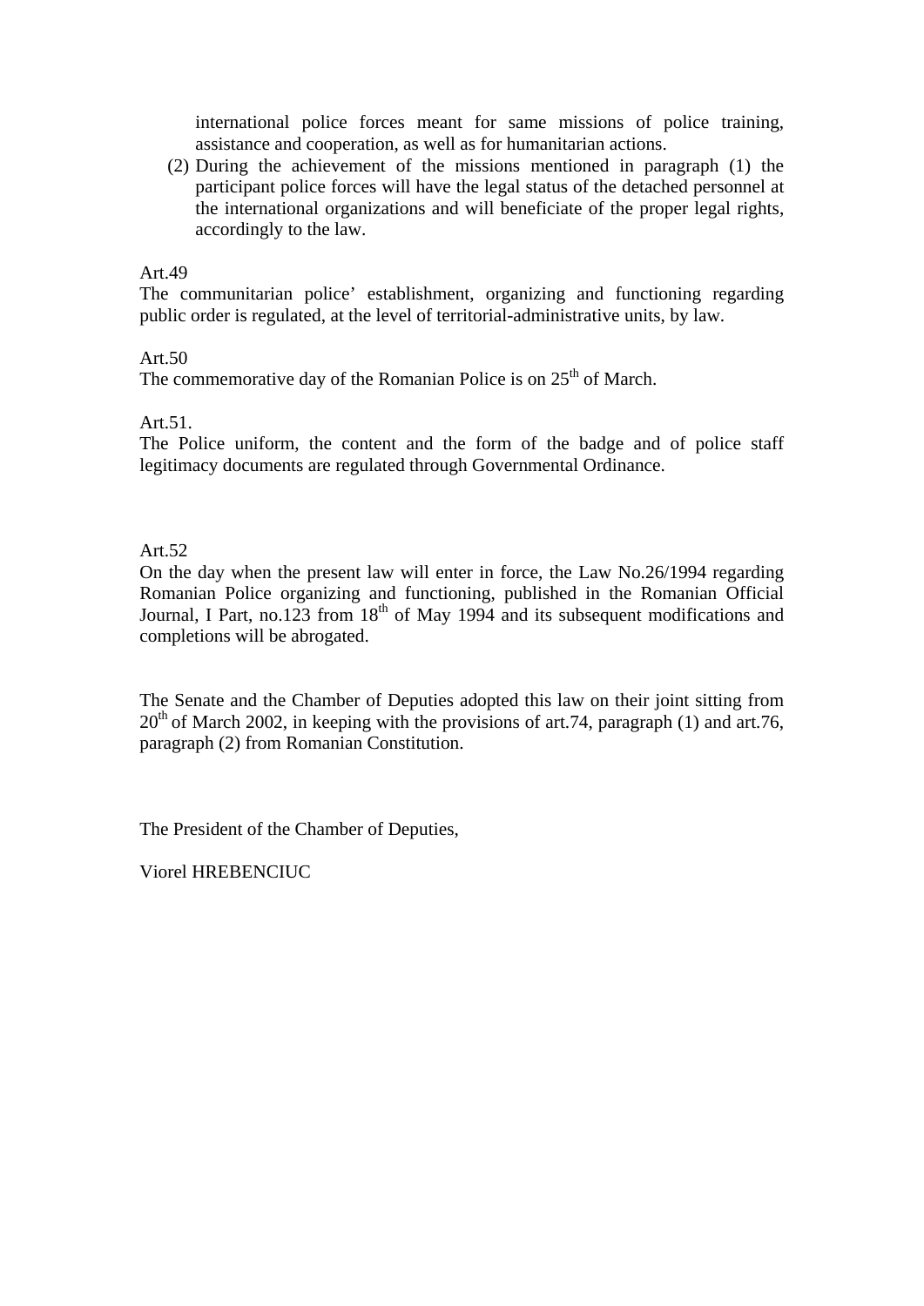international police forces meant for same missions of police training, assistance and cooperation, as well as for humanitarian actions.

(2) During the achievement of the missions mentioned in paragraph (1) the participant police forces will have the legal status of the detached personnel at the international organizations and will beneficiate of the proper legal rights, accordingly to the law.

Art.49

The communitarian police' establishment, organizing and functioning regarding public order is regulated, at the level of territorial-administrative units, by law.

Art.50

The commemorative day of the Romanian Police is on 25th of March.

Art.51.

The Police uniform, the content and the form of the badge and of police staff legitimacy documents are regulated through Governmental Ordinance.

Art.52

On the day when the present law will enter in force, the Law No.26/1994 regarding Romanian Police organizing and functioning, published in the Romanian Official Journal, I Part, no.123 from 18th of May 1994 and its subsequent modifications and completions will be abrogated.

The Senate and the Chamber of Deputies adopted this law on their joint sitting from 20th of March 2002, in keeping with the provisions of art.74, paragraph (1) and art.76, paragraph (2) from Romanian Constitution.

The President of the Chamber of Deputies,

Viorel HREBENCIUC